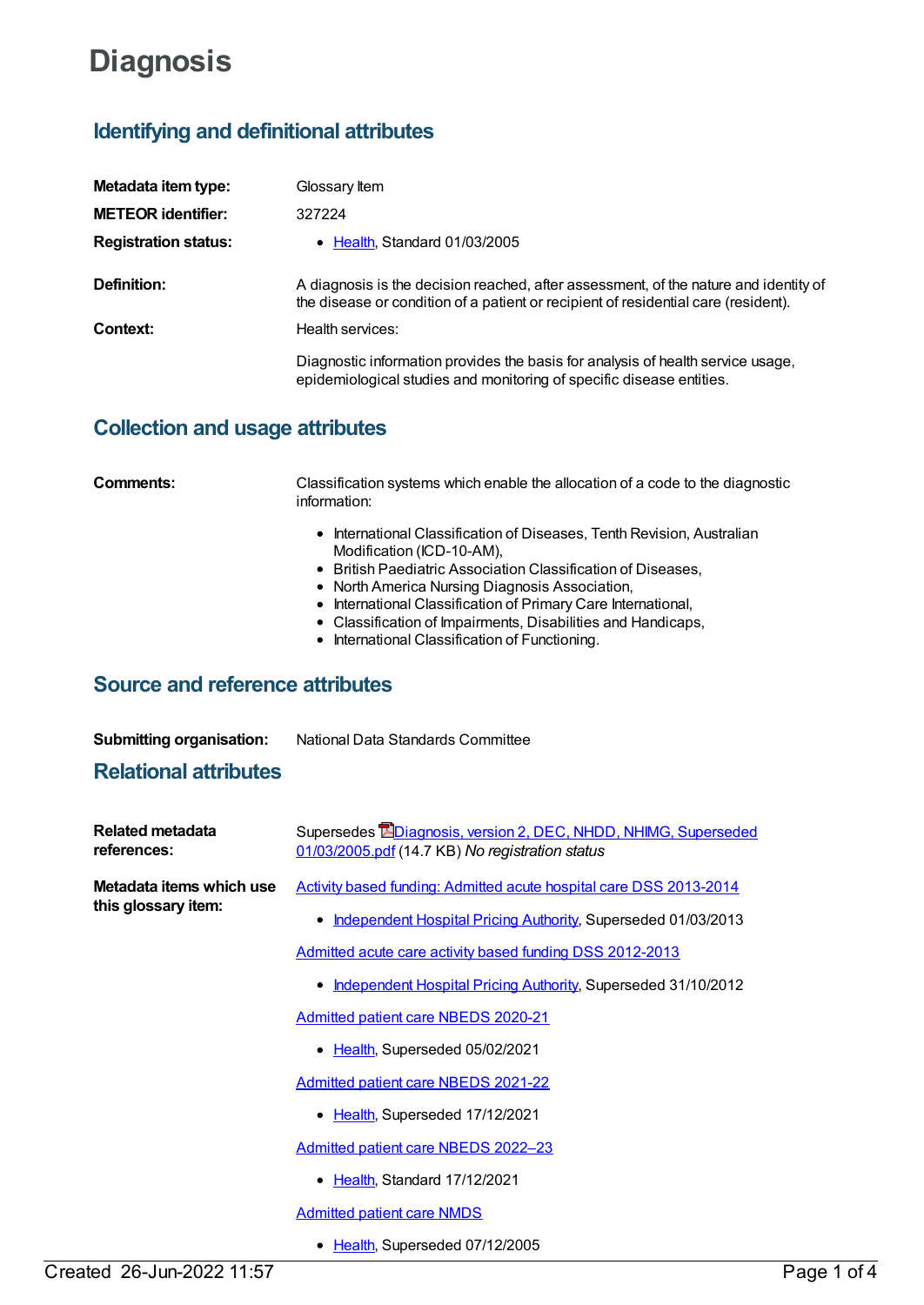# Diagnosis

## Identifying and definitional attributes

**Metadata item type:** Glossary Item

**METEOR identifier:** 327224

**Registration status:**
- Health, Standard 01/03/2005

**Definition:** A diagnosis is the decision reached, after assessment, of the nature and identity of the disease or condition of a patient or recipient of residential care (resident).

**Context:** Health services:

Diagnostic information provides the basis for analysis of health service usage, epidemiological studies and monitoring of specific disease entities.

## Collection and usage attributes

**Comments:** Classification systems which enable the allocation of a code to the diagnostic information:

- International Classification of Diseases, Tenth Revision, Australian Modification (ICD-10-AM),
- British Paediatric Association Classification of Diseases,
- North America Nursing Diagnosis Association,
- International Classification of Primary Care International,
- Classification of Impairments, Disabilities and Handicaps,
- International Classification of Functioning.

## Source and reference attributes

**Submitting organisation:** National Data Standards Committee

## Relational attributes

**Related metadata references:** Supersedes Diagnosis, version 2, DEC, NHDD, NHIMG, Superseded 01/03/2005.pdf (14.7 KB) *No registration status*

**Metadata items which use this glossary item:**

Activity based funding: Admitted acute hospital care DSS 2013-2014
- Independent Hospital Pricing Authority, Superseded 01/03/2013

Admitted acute care activity based funding DSS 2012-2013
- Independent Hospital Pricing Authority, Superseded 31/10/2012

Admitted patient care NBEDS 2020-21
- Health, Superseded 05/02/2021

Admitted patient care NBEDS 2021-22
- Health, Superseded 17/12/2021

Admitted patient care NBEDS 2022–23
- Health, Standard 17/12/2021

Admitted patient care NMDS
- Health, Superseded 07/12/2005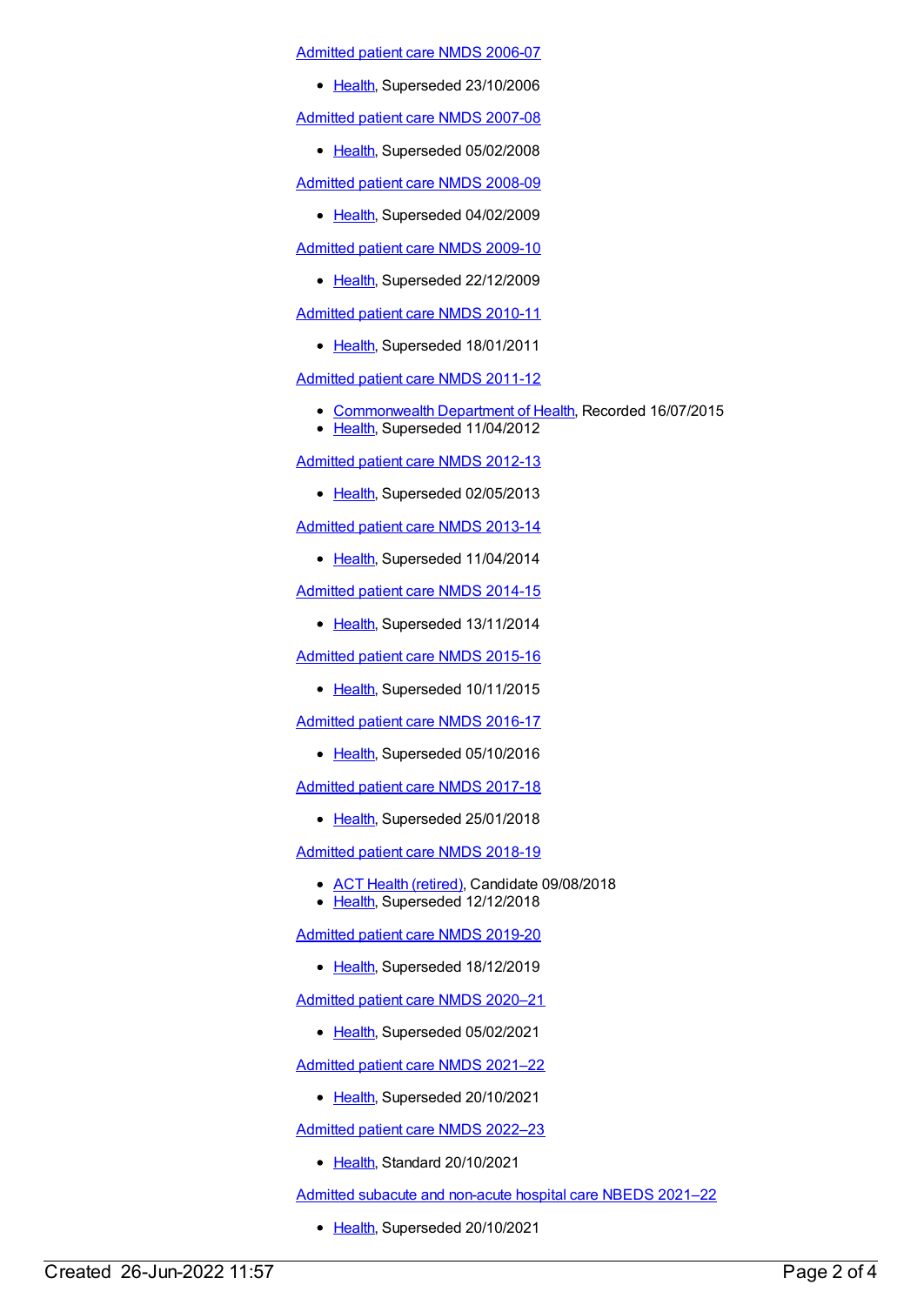Admitted patient care NMDS 2006-07

- Health, Superseded 23/10/2006

Admitted patient care NMDS 2007-08

- Health, Superseded 05/02/2008

Admitted patient care NMDS 2008-09

- Health, Superseded 04/02/2009

Admitted patient care NMDS 2009-10

- Health, Superseded 22/12/2009

Admitted patient care NMDS 2010-11

- Health, Superseded 18/01/2011

Admitted patient care NMDS 2011-12

- Commonwealth Department of Health, Recorded 16/07/2015
- Health, Superseded 11/04/2012

Admitted patient care NMDS 2012-13

- Health, Superseded 02/05/2013

Admitted patient care NMDS 2013-14

- Health, Superseded 11/04/2014

Admitted patient care NMDS 2014-15

- Health, Superseded 13/11/2014

Admitted patient care NMDS 2015-16

- Health, Superseded 10/11/2015

Admitted patient care NMDS 2016-17

- Health, Superseded 05/10/2016

Admitted patient care NMDS 2017-18

- Health, Superseded 25/01/2018

Admitted patient care NMDS 2018-19

- ACT Health (retired), Candidate 09/08/2018
- Health, Superseded 12/12/2018

Admitted patient care NMDS 2019-20

- Health, Superseded 18/12/2019

Admitted patient care NMDS 2020–21

- Health, Superseded 05/02/2021

Admitted patient care NMDS 2021–22

- Health, Superseded 20/10/2021

Admitted patient care NMDS 2022–23

- Health, Standard 20/10/2021

Admitted subacute and non-acute hospital care NBEDS 2021–22

- Health, Superseded 20/10/2021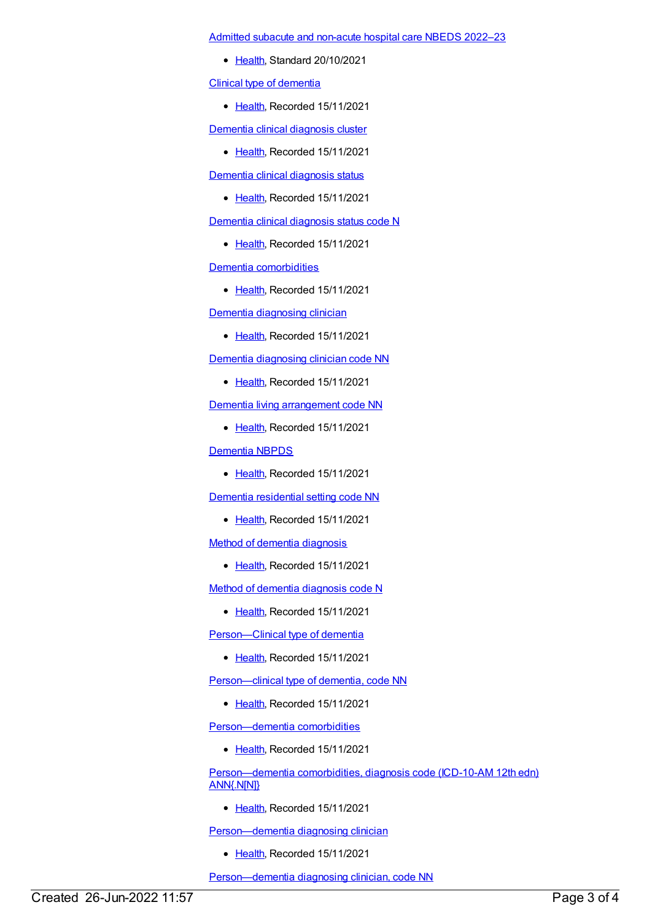Admitted subacute and non-acute hospital care NBEDS 2022–23

- Health, Standard 20/10/2021

Clinical type of dementia

- Health, Recorded 15/11/2021

Dementia clinical diagnosis cluster

- Health, Recorded 15/11/2021

Dementia clinical diagnosis status

- Health, Recorded 15/11/2021

Dementia clinical diagnosis status code N

- Health, Recorded 15/11/2021

Dementia comorbidities

- Health, Recorded 15/11/2021

Dementia diagnosing clinician

- Health, Recorded 15/11/2021

Dementia diagnosing clinician code NN

- Health, Recorded 15/11/2021

Dementia living arrangement code NN

- Health, Recorded 15/11/2021

Dementia NBPDS

- Health, Recorded 15/11/2021

Dementia residential setting code NN

- Health, Recorded 15/11/2021

Method of dementia diagnosis

- Health, Recorded 15/11/2021

Method of dementia diagnosis code N

- Health, Recorded 15/11/2021

Person—Clinical type of dementia

- Health, Recorded 15/11/2021

Person—clinical type of dementia, code NN

- Health, Recorded 15/11/2021

Person—dementia comorbidities

- Health, Recorded 15/11/2021

Person—dementia comorbidities, diagnosis code (ICD-10-AM 12th edn) ANN{.N[N]}

- Health, Recorded 15/11/2021

Person—dementia diagnosing clinician

- Health, Recorded 15/11/2021

Person—dementia diagnosing clinician, code NN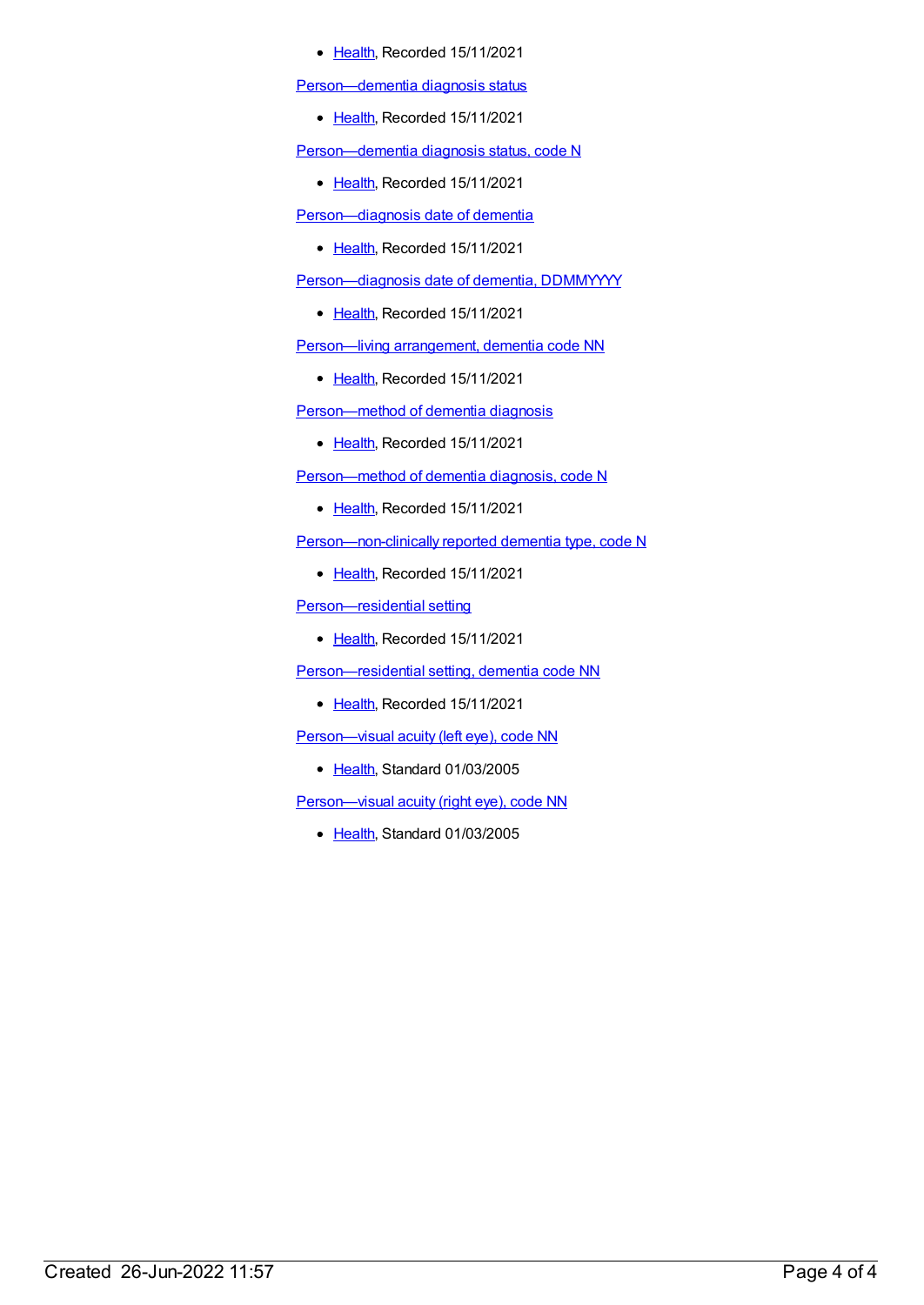- Health, Recorded 15/11/2021

Person—dementia diagnosis status

- Health, Recorded 15/11/2021

Person—dementia diagnosis status, code N

- Health, Recorded 15/11/2021

Person—diagnosis date of dementia

- Health, Recorded 15/11/2021

Person—diagnosis date of dementia, DDMMYYYY

- Health, Recorded 15/11/2021

Person—living arrangement, dementia code NN

- Health, Recorded 15/11/2021

Person—method of dementia diagnosis

- Health, Recorded 15/11/2021

Person—method of dementia diagnosis, code N

- Health, Recorded 15/11/2021

Person—non-clinically reported dementia type, code N

- Health, Recorded 15/11/2021

Person—residential setting

- Health, Recorded 15/11/2021

Person—residential setting, dementia code NN

- Health, Recorded 15/11/2021

Person—visual acuity (left eye), code NN

- Health, Standard 01/03/2005

Person—visual acuity (right eye), code NN

- Health, Standard 01/03/2005